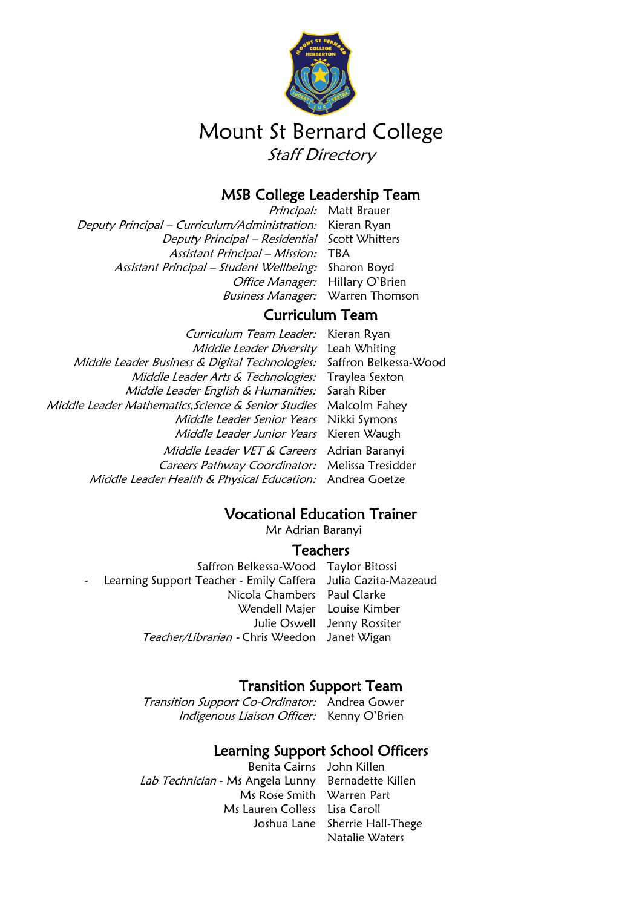# Mount St Bernard College

*Staff Directory*

## MSB College Leadership Team

| | |
|---|---|
| *Principal:* | Matt Brauer |
| *Deputy Principal – Curriculum/Administration:* | Kieran Ryan |
| *Deputy Principal – Residential* | Scott Whitters |
| *Assistant Principal – Mission:* | TBA |
| *Assistant Principal – Student Wellbeing:* | Sharon Boyd |
| *Office Manager:* | Hillary O'Brien |
| *Business Manager:* | Warren Thomson |

## Curriculum Team

| | |
|---|---|
| *Curriculum Team Leader:* | Kieran Ryan |
| *Middle Leader Diversity* | Leah Whiting |
| *Middle Leader Business & Digital Technologies:* | Saffron Belkessa-Wood |
| *Middle Leader Arts & Technologies:* | Traylea Sexton |
| *Middle Leader English & Humanities:* | Sarah Riber |
| *Middle Leader Mathematics,Science & Senior Studies* | Malcolm Fahey |
| *Middle Leader Senior Years* | Nikki Symons |
| *Middle Leader Junior Years* | Kieren Waugh |
| *Middle Leader VET & Careers* | Adrian Baranyi |
| *Careers Pathway Coordinator:* | Melissa Tresidder |
| *Middle Leader Health & Physical Education:* | Andrea Goetze |

## Vocational Education Trainer

Mr Adrian Baranyi

## Teachers

| | |
|---|---|
| Saffron Belkessa-Wood | Taylor Bitossi |
| - Learning Support Teacher - Emily Caffera | Julia Cazita-Mazeaud |
| Nicola Chambers | Paul Clarke |
| Wendell Majer | Louise Kimber |
| Julie Oswell | Jenny Rossiter |
| *Teacher/Librarian* - Chris Weedon | Janet Wigan |

## Transition Support Team

| | |
|---|---|
| *Transition Support Co-Ordinator:* | Andrea Gower |
| *Indigenous Liaison Officer:* | Kenny O'Brien |

## Learning Support School Officers

| | |
|---|---|
| Benita Cairns | John Killen |
| *Lab Technician* - Ms Angela Lunny | Bernadette Killen |
| Ms Rose Smith | Warren Part |
| Ms Lauren Colless | Lisa Caroll |
| Joshua Lane | Sherrie Hall-Thege |
| | Natalie Waters |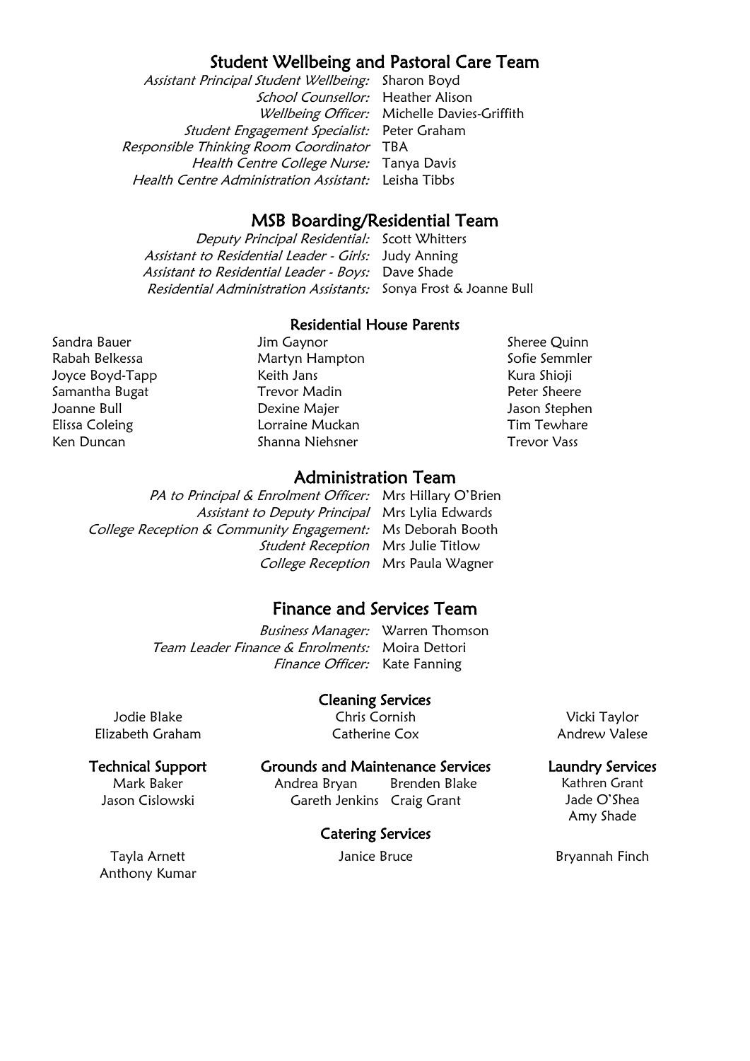## Student Wellbeing and Pastoral Care Team

*Assistant Principal Student Wellbeing:* Sharon Boyd
*School Counsellor:* Heather Alison
*Wellbeing Officer:* Michelle Davies-Griffith
*Student Engagement Specialist:* Peter Graham
*Responsible Thinking Room Coordinator* TBA
*Health Centre College Nurse:* Tanya Davis
*Health Centre Administration Assistant:* Leisha Tibbs

## MSB Boarding/Residential Team

*Deputy Principal Residential:* Scott Whitters
*Assistant to Residential Leader - Girls:* Judy Anning
*Assistant to Residential Leader - Boys:* Dave Shade
*Residential Administration Assistants:* Sonya Frost & Joanne Bull

### Residential House Parents

| | | |
|---|---|---|
| Sandra Bauer | Jim Gaynor | Sheree Quinn |
| Rabah Belkessa | Martyn Hampton | Sofie Semmler |
| Joyce Boyd-Tapp | Keith Jans | Kura Shioji |
| Samantha Bugat | Trevor Madin | Peter Sheere |
| Joanne Bull | Dexine Majer | Jason Stephen |
| Elissa Coleing | Lorraine Muckan | Tim Tewhare |
| Ken Duncan | Shanna Niehsner | Trevor Vass |

## Administration Team

*PA to Principal & Enrolment Officer:* Mrs Hillary O'Brien
*Assistant to Deputy Principal* Mrs Lylia Edwards
*College Reception & Community Engagement:* Ms Deborah Booth
*Student Reception* Mrs Julie Titlow
*College Reception* Mrs Paula Wagner

## Finance and Services Team

*Business Manager:* Warren Thomson
*Team Leader Finance & Enrolments:* Moira Dettori
*Finance Officer:* Kate Fanning

### Cleaning Services

Jodie Blake
Elizabeth Graham
Chris Cornish
Catherine Cox
Vicki Taylor
Andrew Valese

### Technical Support

Mark Baker
Jason Cislowski

### Grounds and Maintenance Services

Andrea Bryan
Brenden Blake
Gareth Jenkins
Craig Grant

### Laundry Services

Kathren Grant
Jade O'Shea
Amy Shade

### Catering Services

Tayla Arnett
Anthony Kumar
Janice Bruce
Bryannah Finch